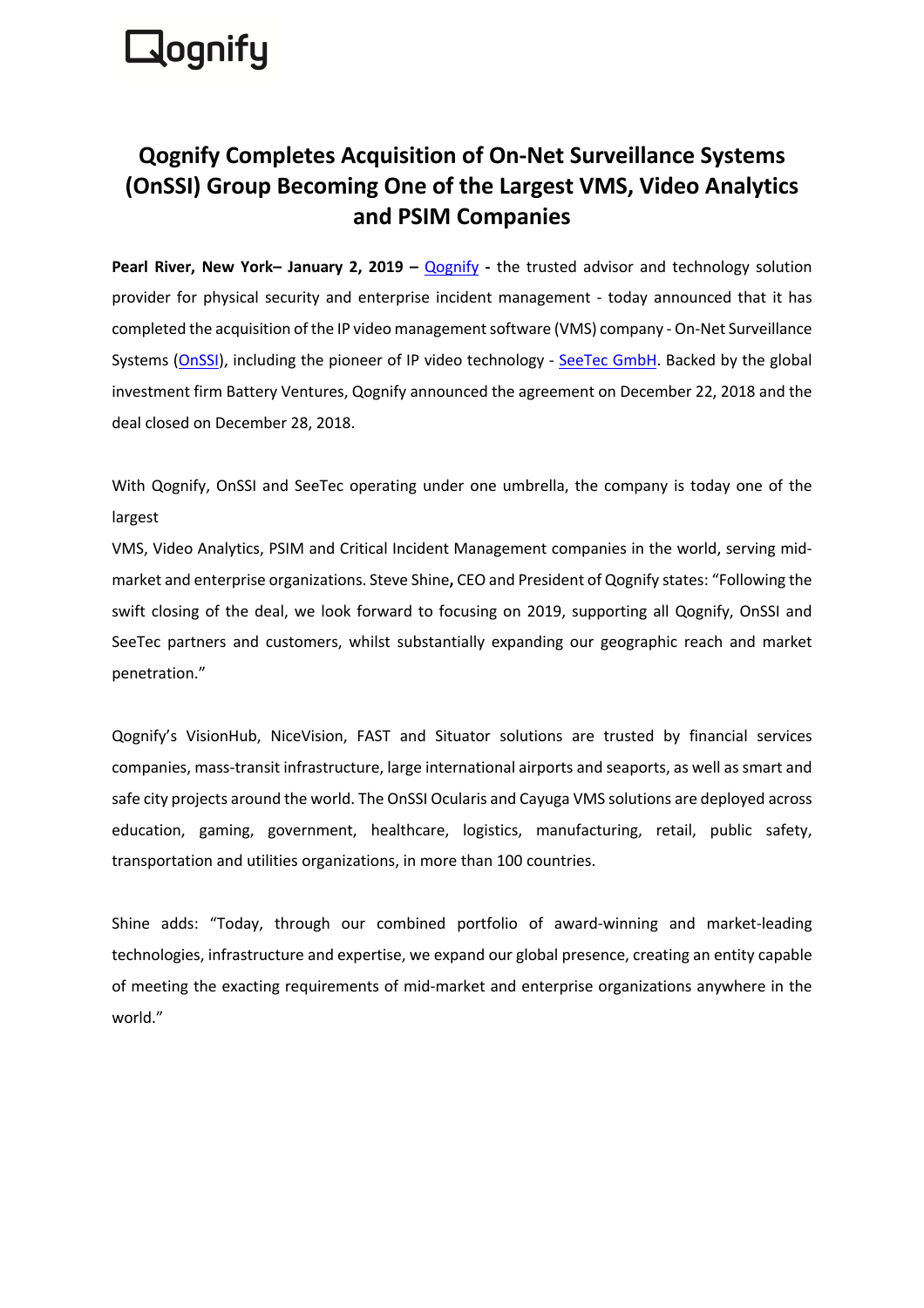Qognify

# Qognify Completes Acquisition of On-Net Surveillance Systems (OnSSI) Group Becoming One of the Largest VMS, Video Analytics and PSIM Companies

**Pearl River, New York– January 2, 2019 –** Qognify **-** the trusted advisor and technology solution provider for physical security and enterprise incident management - today announced that it has completed the acquisition of the IP video management software (VMS) company - On-Net Surveillance Systems (OnSSI), including the pioneer of IP video technology - SeeTec GmbH. Backed by the global investment firm Battery Ventures, Qognify announced the agreement on December 22, 2018 and the deal closed on December 28, 2018.

With Qognify, OnSSI and SeeTec operating under one umbrella, the company is today one of the largest VMS, Video Analytics, PSIM and Critical Incident Management companies in the world, serving mid-market and enterprise organizations. Steve Shine**,** CEO and President of Qognify states: "Following the swift closing of the deal, we look forward to focusing on 2019, supporting all Qognify, OnSSI and SeeTec partners and customers, whilst substantially expanding our geographic reach and market penetration."

Qognify's VisionHub, NiceVision, FAST and Situator solutions are trusted by financial services companies, mass-transit infrastructure, large international airports and seaports, as well as smart and safe city projects around the world. The OnSSI Ocularis and Cayuga VMS solutions are deployed across education, gaming, government, healthcare, logistics, manufacturing, retail, public safety, transportation and utilities organizations, in more than 100 countries.

Shine adds: "Today, through our combined portfolio of award-winning and market-leading technologies, infrastructure and expertise, we expand our global presence, creating an entity capable of meeting the exacting requirements of mid-market and enterprise organizations anywhere in the world."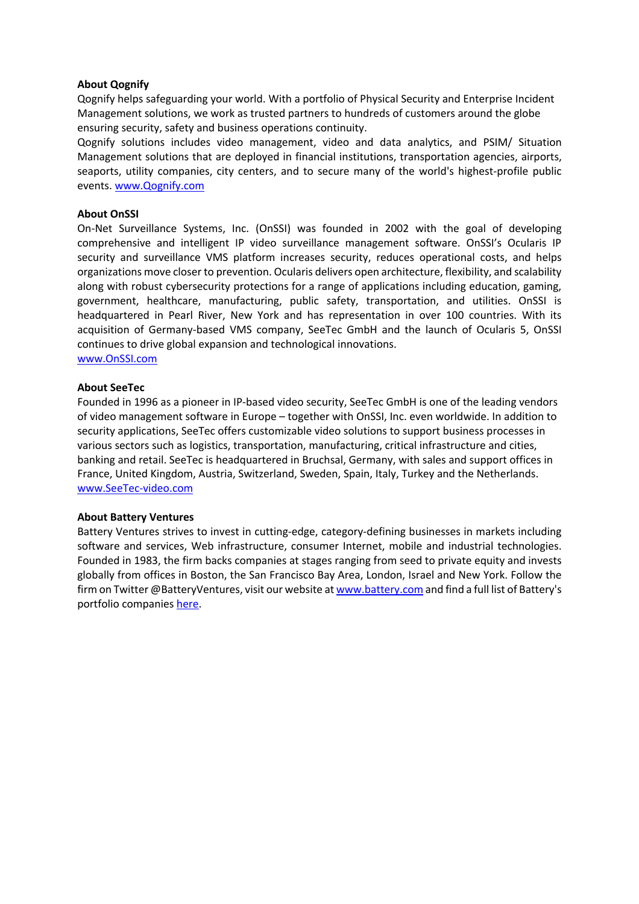**About Qognify**

Qognify helps safeguarding your world. With a portfolio of Physical Security and Enterprise Incident Management solutions, we work as trusted partners to hundreds of customers around the globe ensuring security, safety and business operations continuity.

Qognify solutions includes video management, video and data analytics, and PSIM/ Situation Management solutions that are deployed in financial institutions, transportation agencies, airports, seaports, utility companies, city centers, and to secure many of the world's highest-profile public events. [www.Qognify.com](http://www.Qognify.com)

**About OnSSI**

On-Net Surveillance Systems, Inc. (OnSSI) was founded in 2002 with the goal of developing comprehensive and intelligent IP video surveillance management software. OnSSI's Ocularis IP security and surveillance VMS platform increases security, reduces operational costs, and helps organizations move closer to prevention. Ocularis delivers open architecture, flexibility, and scalability along with robust cybersecurity protections for a range of applications including education, gaming, government, healthcare, manufacturing, public safety, transportation, and utilities. OnSSI is headquartered in Pearl River, New York and has representation in over 100 countries. With its acquisition of Germany-based VMS company, SeeTec GmbH and the launch of Ocularis 5, OnSSI continues to drive global expansion and technological innovations.
[www.OnSSI.com](http://www.OnSSI.com)

**About SeeTec**

Founded in 1996 as a pioneer in IP-based video security, SeeTec GmbH is one of the leading vendors of video management software in Europe – together with OnSSI, Inc. even worldwide. In addition to security applications, SeeTec offers customizable video solutions to support business processes in various sectors such as logistics, transportation, manufacturing, critical infrastructure and cities, banking and retail. SeeTec is headquartered in Bruchsal, Germany, with sales and support offices in France, United Kingdom, Austria, Switzerland, Sweden, Spain, Italy, Turkey and the Netherlands.
[www.SeeTec-video.com](http://www.SeeTec-video.com)

**About Battery Ventures**

Battery Ventures strives to invest in cutting-edge, category-defining businesses in markets including software and services, Web infrastructure, consumer Internet, mobile and industrial technologies. Founded in 1983, the firm backs companies at stages ranging from seed to private equity and invests globally from offices in Boston, the San Francisco Bay Area, London, Israel and New York. Follow the firm on Twitter @BatteryVentures, visit our website at [www.battery.com](http://www.battery.com) and find a full list of Battery's portfolio companies here.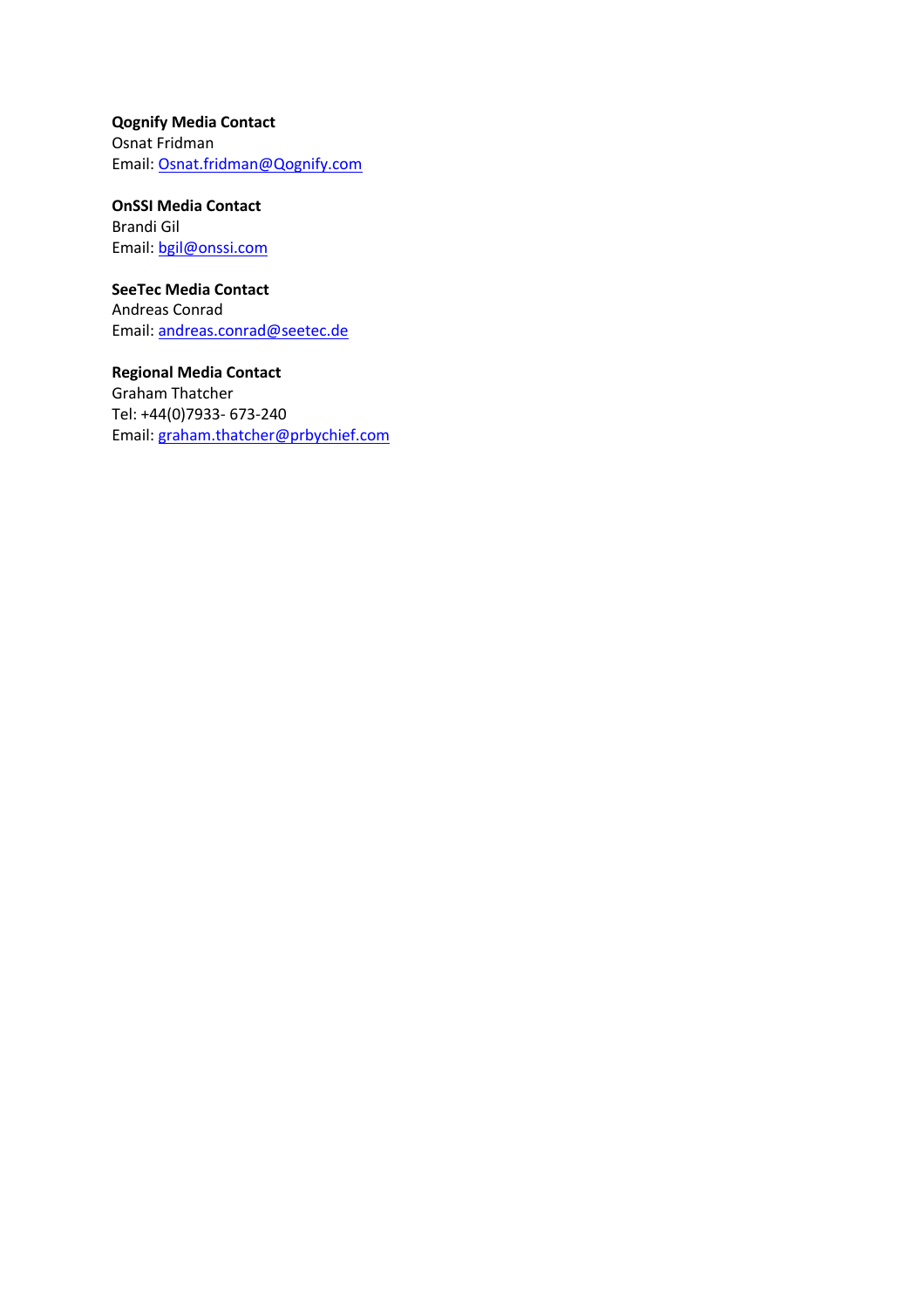**Qognify Media Contact**
Osnat Fridman
Email: Osnat.fridman@Qognify.com

**OnSSI Media Contact**
Brandi Gil
Email: bgil@onssi.com

**SeeTec Media Contact**
Andreas Conrad
Email: andreas.conrad@seetec.de

**Regional Media Contact**
Graham Thatcher
Tel: +44(0)7933- 673-240
Email: graham.thatcher@prbychief.com